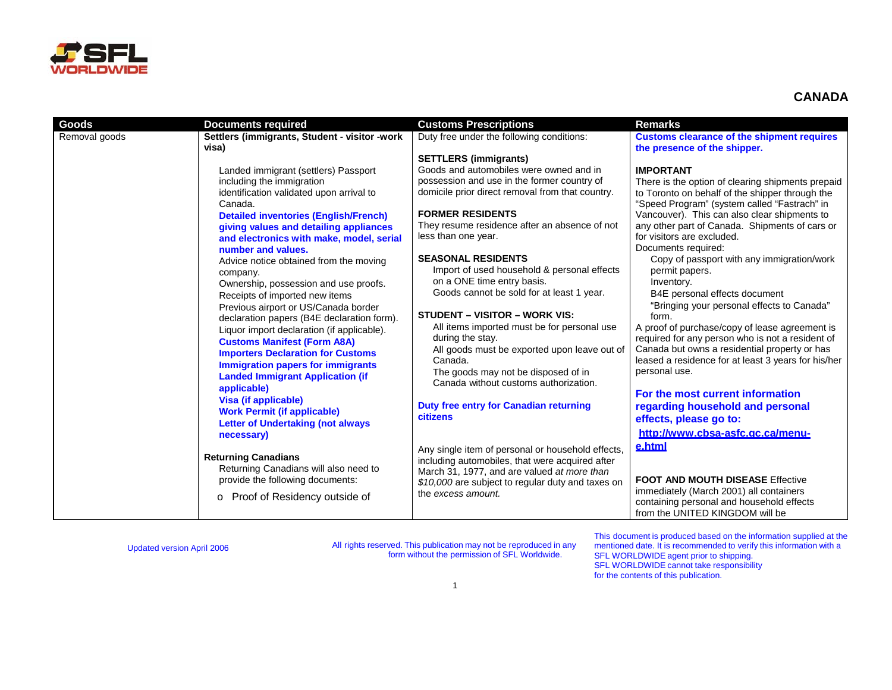# CANADA

| Goods | Documents required | Customs Prescriptions | Remarks |
|---|---|---|---|
| Removal goods | **Settlers (immigrants, Student - visitor -work visa)**<br><br>Landed immigrant (settlers) Passport including the immigration identification validated upon arrival to Canada.<br>**Detailed inventories (English/French) giving values and detailing appliances and electronics with make, model, serial number and values.**<br>Advice notice obtained from the moving company.<br>Ownership, possession and use proofs.<br>Receipts of imported new items<br>Previous airport or US/Canada border declaration papers (B4E declaration form).<br>Liquor import declaration (if applicable).<br>**Customs Manifest (Form A8A)**<br>**Importers Declaration for Customs**<br>**Immigration papers for immigrants**<br>**Landed Immigrant Application (if applicable)**<br>**Visa (if applicable)**<br>**Work Permit (if applicable)**<br>**Letter of Undertaking (not always necessary)**<br><br>**Returning Canadians**<br>Returning Canadians will also need to provide the following documents:<br>o Proof of Residency outside of | Duty free under the following conditions:<br><br>**SETTLERS (immigrants)**<br>Goods and automobiles were owned and in possession and use in the former country of domicile prior direct removal from that country.<br><br>**FORMER RESIDENTS**<br>They resume residence after an absence of not less than one year.<br><br>**SEASONAL RESIDENTS**<br>Import of used household & personal effects on a ONE time entry basis.<br>Goods cannot be sold for at least 1 year.<br><br>**STUDENT – VISITOR – WORK VIS:**<br>All items imported must be for personal use during the stay.<br>All goods must be exported upon leave out of Canada.<br>The goods may not be disposed of in Canada without customs authorization.<br><br>**Duty free entry for Canadian returning citizens**<br><br>Any single item of personal or household effects, including automobiles, that were acquired after March 31, 1977, and are valued *at more than $10,000* are subject to regular duty and taxes on the *excess amount.* | **Customs clearance of the shipment requires the presence of the shipper.**<br><br>**IMPORTANT**<br>There is the option of clearing shipments prepaid to Toronto on behalf of the shipper through the "Speed Program" (system called "Fastrach" in Vancouver). This can also clear shipments to any other part of Canada. Shipments of cars or for visitors are excluded.<br>Documents required:<br>Copy of passport with any immigration/work permit papers.<br>Inventory.<br>B4E personal effects document<br>"Bringing your personal effects to Canada" form.<br>A proof of purchase/copy of lease agreement is required for any person who is not a resident of Canada but owns a residential property or has leased a residence for at least 3 years for his/her personal use.<br><br>**For the most current information regarding household and personal effects, please go to:**<br>**http://www.cbsa-asfc.gc.ca/menu-e.html**<br><br>**FOOT AND MOUTH DISEASE** Effective immediately (March 2001) all containers containing personal and household effects from the UNITED KINGDOM will be |

Updated version April 2006

All rights reserved. This publication may not be reproduced in any form without the permission of SFL Worldwide.

This document is produced based on the information supplied at the mentioned date. It is recommended to verify this information with a SFL WORLDWIDE agent prior to shipping. SFL WORLDWIDE cannot take responsibility for the contents of this publication.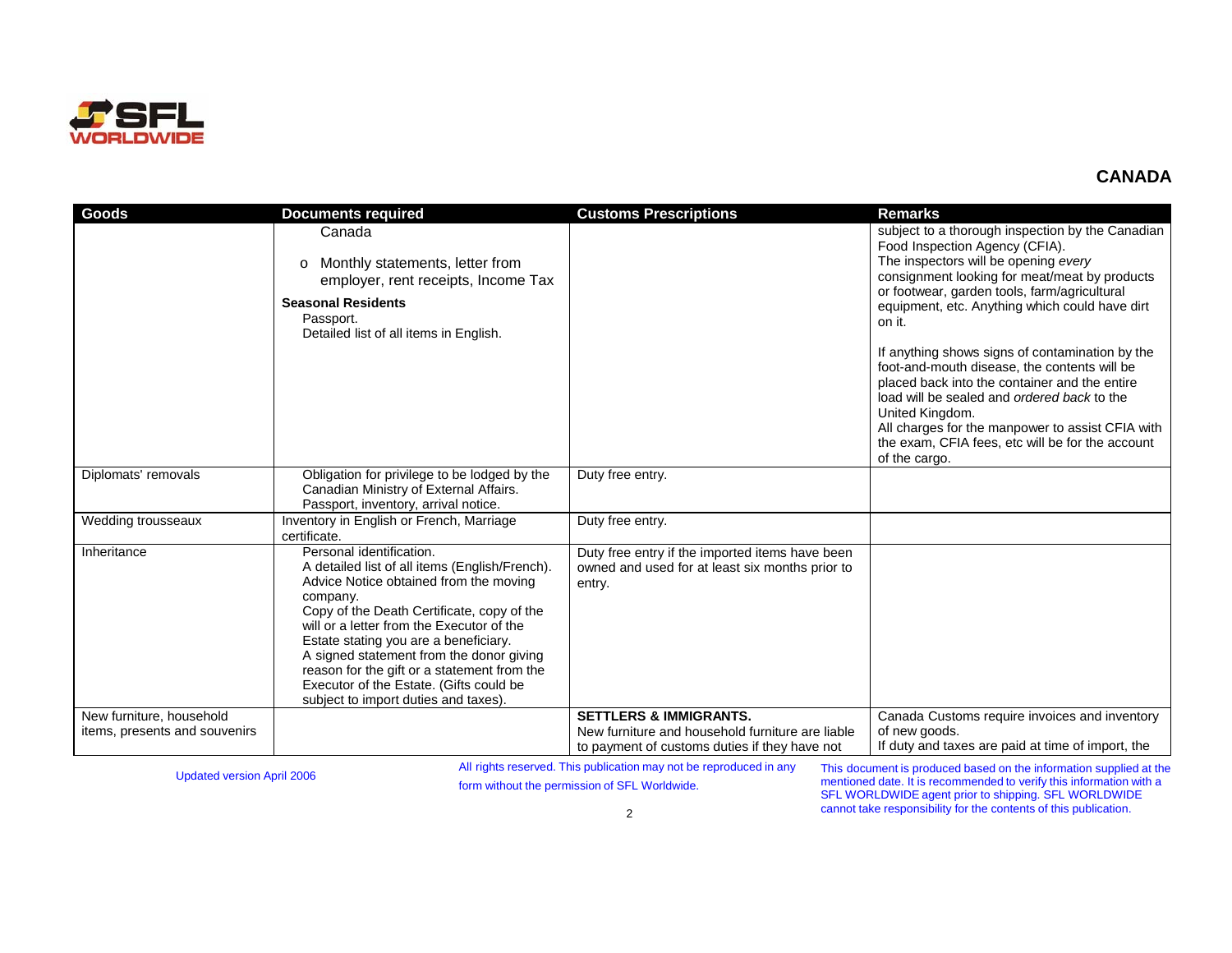## CANADA

| Goods | Documents required | Customs Prescriptions | Remarks |
|---|---|---|---|
| | Canada<br>o Monthly statements, letter from employer, rent receipts, Income Tax<br>**Seasonal Residents**<br>Passport.<br>Detailed list of all items in English. | | subject to a thorough inspection by the Canadian Food Inspection Agency (CFIA).<br>The inspectors will be opening *every* consignment looking for meat/meat by products or footwear, garden tools, farm/agricultural equipment, etc. Anything which could have dirt on it.<br>If anything shows signs of contamination by the foot-and-mouth disease, the contents will be placed back into the container and the entire load will be sealed and *ordered back* to the United Kingdom.<br>All charges for the manpower to assist CFIA with the exam, CFIA fees, etc will be for the account of the cargo. |
| Diplomats' removals | Obligation for privilege to be lodged by the Canadian Ministry of External Affairs.<br>Passport, inventory, arrival notice. | Duty free entry. | |
| Wedding trousseaux | Inventory in English or French, Marriage certificate. | Duty free entry. | |
| Inheritance | Personal identification.<br>A detailed list of all items (English/French).<br>Advice Notice obtained from the moving company.<br>Copy of the Death Certificate, copy of the will or a letter from the Executor of the Estate stating you are a beneficiary.<br>A signed statement from the donor giving reason for the gift or a statement from the Executor of the Estate. (Gifts could be subject to import duties and taxes). | Duty free entry if the imported items have been owned and used for at least six months prior to entry. | |
| New furniture, household items, presents and souvenirs | | **SETTLERS & IMMIGRANTS.**<br>New furniture and household furniture are liable to payment of customs duties if they have not | Canada Customs require invoices and inventory of new goods.<br>If duty and taxes are paid at time of import, the |

Updated version April 2006

All rights reserved. This publication may not be reproduced in any form without the permission of SFL Worldwide.

This document is produced based on the information supplied at the mentioned date. It is recommended to verify this information with a SFL WORLDWIDE agent prior to shipping. SFL WORLDWIDE cannot take responsibility for the contents of this publication.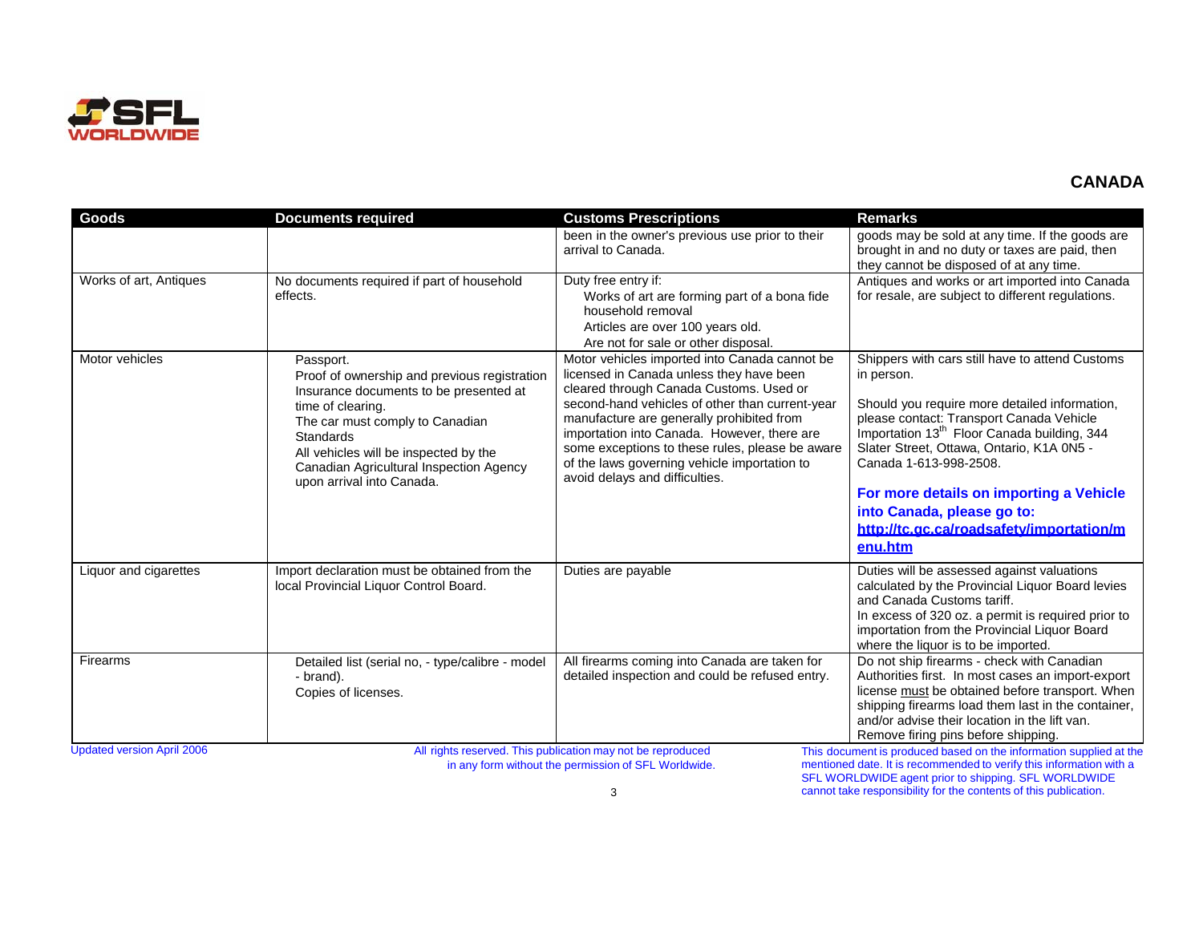## CANADA

| Goods | Documents required | Customs Prescriptions | Remarks |
|---|---|---|---|
| | | been in the owner's previous use prior to their arrival to Canada. | goods may be sold at any time. If the goods are brought in and no duty or taxes are paid, then they cannot be disposed of at any time. |
| Works of art, Antiques | No documents required if part of household effects. | Duty free entry if:<br>Works of art are forming part of a bona fide household removal<br>Articles are over 100 years old.<br>Are not for sale or other disposal. | Antiques and works or art imported into Canada for resale, are subject to different regulations. |
| Motor vehicles | Passport.<br>Proof of ownership and previous registration<br>Insurance documents to be presented at time of clearing.<br>The car must comply to Canadian Standards<br>All vehicles will be inspected by the Canadian Agricultural Inspection Agency upon arrival into Canada. | Motor vehicles imported into Canada cannot be licensed in Canada unless they have been cleared through Canada Customs. Used or second-hand vehicles of other than current-year manufacture are generally prohibited from importation into Canada. However, there are some exceptions to these rules, please be aware of the laws governing vehicle importation to avoid delays and difficulties. | Shippers with cars still have to attend Customs in person.<br><br>Should you require more detailed information, please contact: Transport Canada Vehicle Importation 13th Floor Canada building, 344 Slater Street, Ottawa, Ontario, K1A 0N5 - Canada 1-613-998-2508.<br><br>**For more details on importing a Vehicle into Canada, please go to: http://tc.gc.ca/roadsafety/importation/menu.htm** |
| Liquor and cigarettes | Import declaration must be obtained from the local Provincial Liquor Control Board. | Duties are payable | Duties will be assessed against valuations calculated by the Provincial Liquor Board levies and Canada Customs tariff.<br>In excess of 320 oz. a permit is required prior to importation from the Provincial Liquor Board where the liquor is to be imported. |
| Firearms | Detailed list (serial no, - type/calibre - model - brand).<br>Copies of licenses. | All firearms coming into Canada are taken for detailed inspection and could be refused entry. | Do not ship firearms - check with Canadian Authorities first. In most cases an import-export license must be obtained before transport. When shipping firearms load them last in the container, and/or advise their location in the lift van.<br>Remove firing pins before shipping. |

Updated version April 2006

All rights reserved. This publication may not be reproduced in any form without the permission of SFL Worldwide.

This document is produced based on the information supplied at the mentioned date. It is recommended to verify this information with a SFL WORLDWIDE agent prior to shipping. SFL WORLDWIDE cannot take responsibility for the contents of this publication.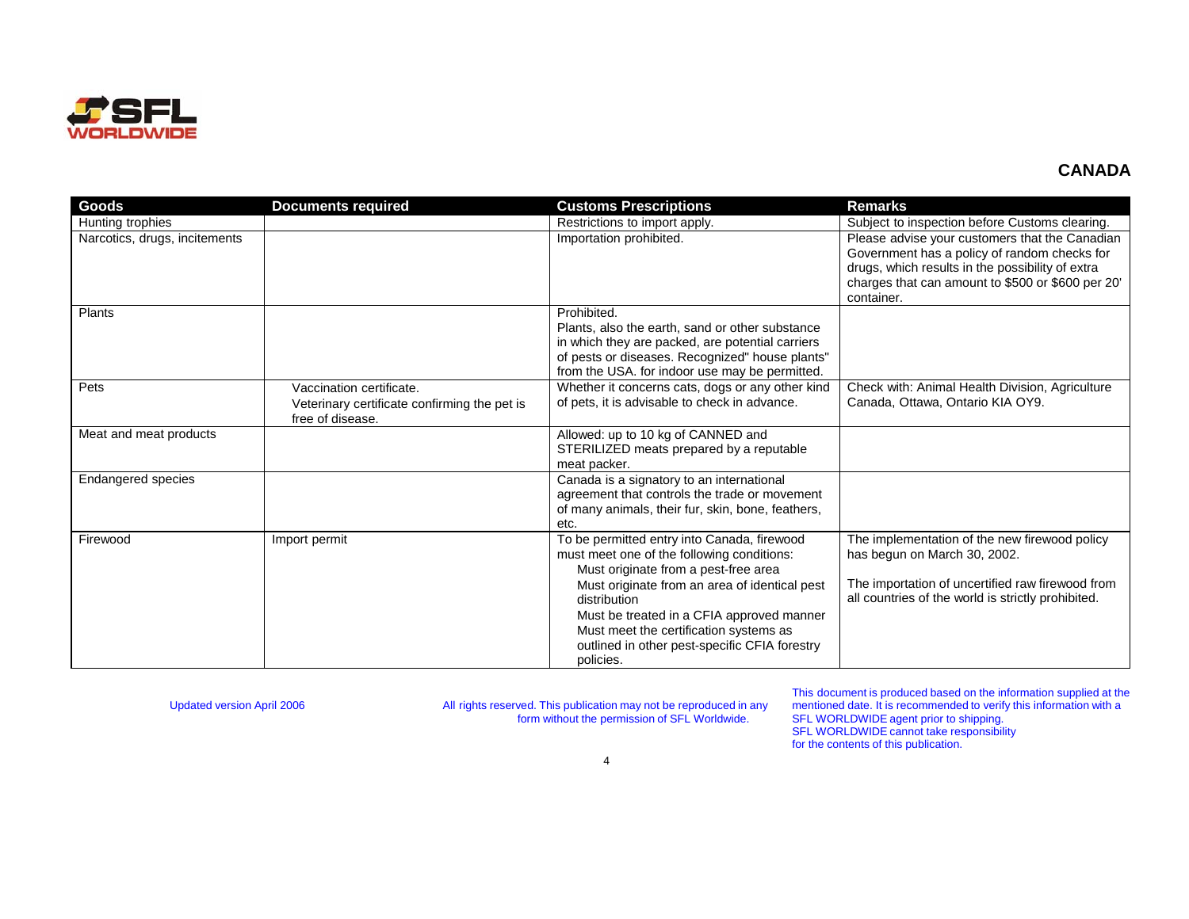## CANADA

| Goods | Documents required | Customs Prescriptions | Remarks |
|---|---|---|---|
| Hunting trophies | | Restrictions to import apply. | Subject to inspection before Customs clearing. |
| Narcotics, drugs, incitements | | Importation prohibited. | Please advise your customers that the Canadian Government has a policy of random checks for drugs, which results in the possibility of extra charges that can amount to $500 or $600 per 20' container. |
| Plants | | Prohibited.<br>Plants, also the earth, sand or other substance in which they are packed, are potential carriers of pests or diseases. Recognized" house plants" from the USA. for indoor use may be permitted. | |
| Pets | Vaccination certificate.<br>Veterinary certificate confirming the pet is free of disease. | Whether it concerns cats, dogs or any other kind of pets, it is advisable to check in advance. | Check with: Animal Health Division, Agriculture Canada, Ottawa, Ontario KIA OY9. |
| Meat and meat products | | Allowed: up to 10 kg of CANNED and STERILIZED meats prepared by a reputable meat packer. | |
| Endangered species | | Canada is a signatory to an international agreement that controls the trade or movement of many animals, their fur, skin, bone, feathers, etc. | |
| Firewood | Import permit | To be permitted entry into Canada, firewood must meet one of the following conditions:<br>Must originate from a pest-free area<br>Must originate from an area of identical pest distribution<br>Must be treated in a CFIA approved manner<br>Must meet the certification systems as outlined in other pest-specific CFIA forestry policies. | The implementation of the new firewood policy has begun on March 30, 2002.<br><br>The importation of uncertified raw firewood from all countries of the world is strictly prohibited. |

Updated version April 2006

All rights reserved. This publication may not be reproduced in any form without the permission of SFL Worldwide.

This document is produced based on the information supplied at the mentioned date. It is recommended to verify this information with a SFL WORLDWIDE agent prior to shipping.
SFL WORLDWIDE cannot take responsibility for the contents of this publication.